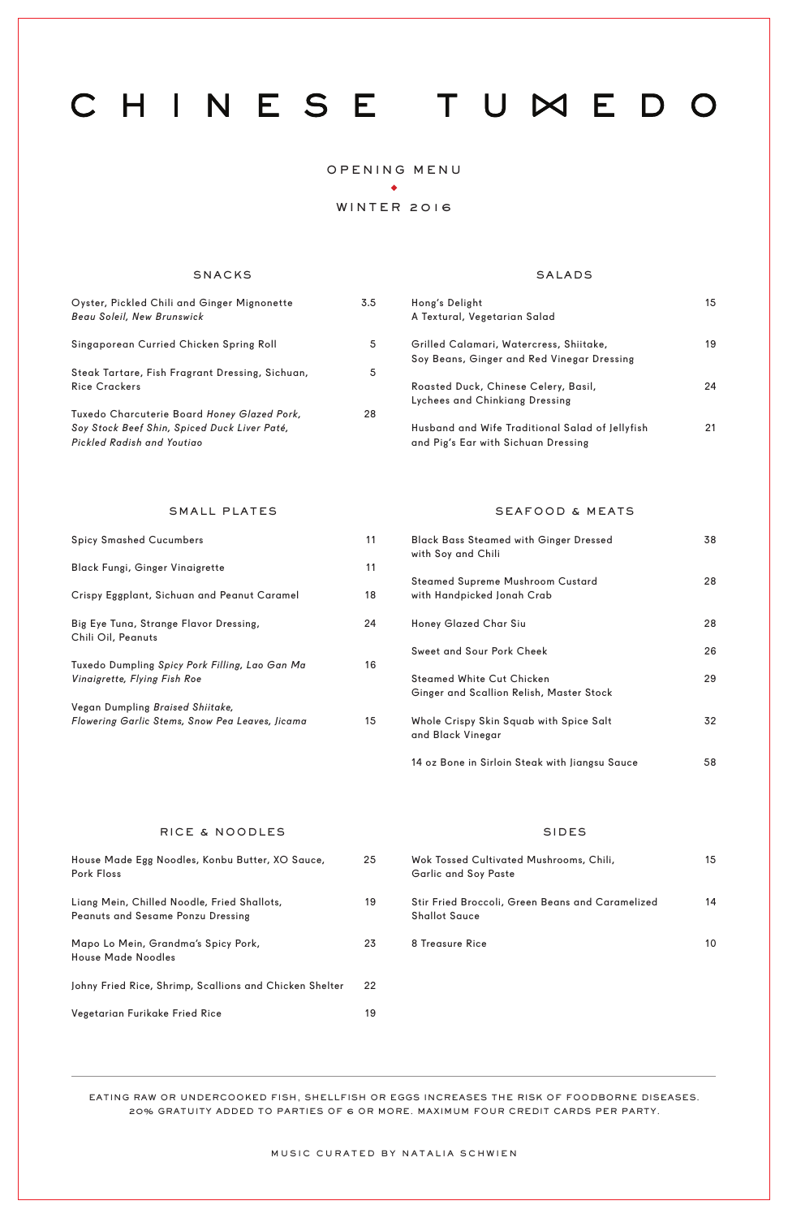# CHINESE TUXEDO

OPENING MENU

WINTER 2016

## SNACKS

Oyster, Pickled Chili and Ginger Mignonette — 3.5
*Beau Soleil, New Brunswick*

Singaporean Curried Chicken Spring Roll — 5

Steak Tartare, Fish Fragrant Dressing, Sichuan, Rice Crackers — 5

Tuxedo Charcuterie Board *Honey Glazed Pork, Soy Stock Beef Shin, Spiced Duck Liver Paté, Pickled Radish and Youtiao* — 28

## SALADS

Hong's Delight — 15
A Textural, Vegetarian Salad

Grilled Calamari, Watercress, Shiitake, Soy Beans, Ginger and Red Vinegar Dressing — 19

Roasted Duck, Chinese Celery, Basil, Lychees and Chinkiang Dressing — 24

Husband and Wife Traditional Salad of Jellyfish and Pig's Ear with Sichuan Dressing — 21

## SMALL PLATES

Spicy Smashed Cucumbers — 11

Black Fungi, Ginger Vinaigrette — 11

Crispy Eggplant, Sichuan and Peanut Caramel — 18

Big Eye Tuna, Strange Flavor Dressing, Chili Oil, Peanuts — 24

Tuxedo Dumpling *Spicy Pork Filling, Lao Gan Ma Vinaigrette, Flying Fish Roe* — 16

Vegan Dumpling *Braised Shiitake, Flowering Garlic Stems, Snow Pea Leaves, Jicama* — 15

## SEAFOOD & MEATS

Black Bass Steamed with Ginger Dressed with Soy and Chili — 38

Steamed Supreme Mushroom Custard with Handpicked Jonah Crab — 28

Honey Glazed Char Siu — 28

Sweet and Sour Pork Cheek — 26

Steamed White Cut Chicken Ginger and Scallion Relish, Master Stock — 29

Whole Crispy Skin Squab with Spice Salt and Black Vinegar — 32

14 oz Bone in Sirloin Steak with Jiangsu Sauce — 58

## RICE & NOODLES

House Made Egg Noodles, Konbu Butter, XO Sauce, Pork Floss — 25

Liang Mein, Chilled Noodle, Fried Shallots, Peanuts and Sesame Ponzu Dressing — 19

Mapo Lo Mein, Grandma's Spicy Pork, House Made Noodles — 23

Johny Fried Rice, Shrimp, Scallions and Chicken Shelter — 22

Vegetarian Furikake Fried Rice — 19

## SIDES

Wok Tossed Cultivated Mushrooms, Chili, Garlic and Soy Paste — 15

Stir Fried Broccoli, Green Beans and Caramelized Shallot Sauce — 14

8 Treasure Rice — 10

---

EATING RAW OR UNDERCOOKED FISH, SHELLFISH OR EGGS INCREASES THE RISK OF FOODBORNE DISEASES.
20% GRATUITY ADDED TO PARTIES OF 6 OR MORE. MAXIMUM FOUR CREDIT CARDS PER PARTY.

MUSIC CURATED BY NATALIA SCHWIEN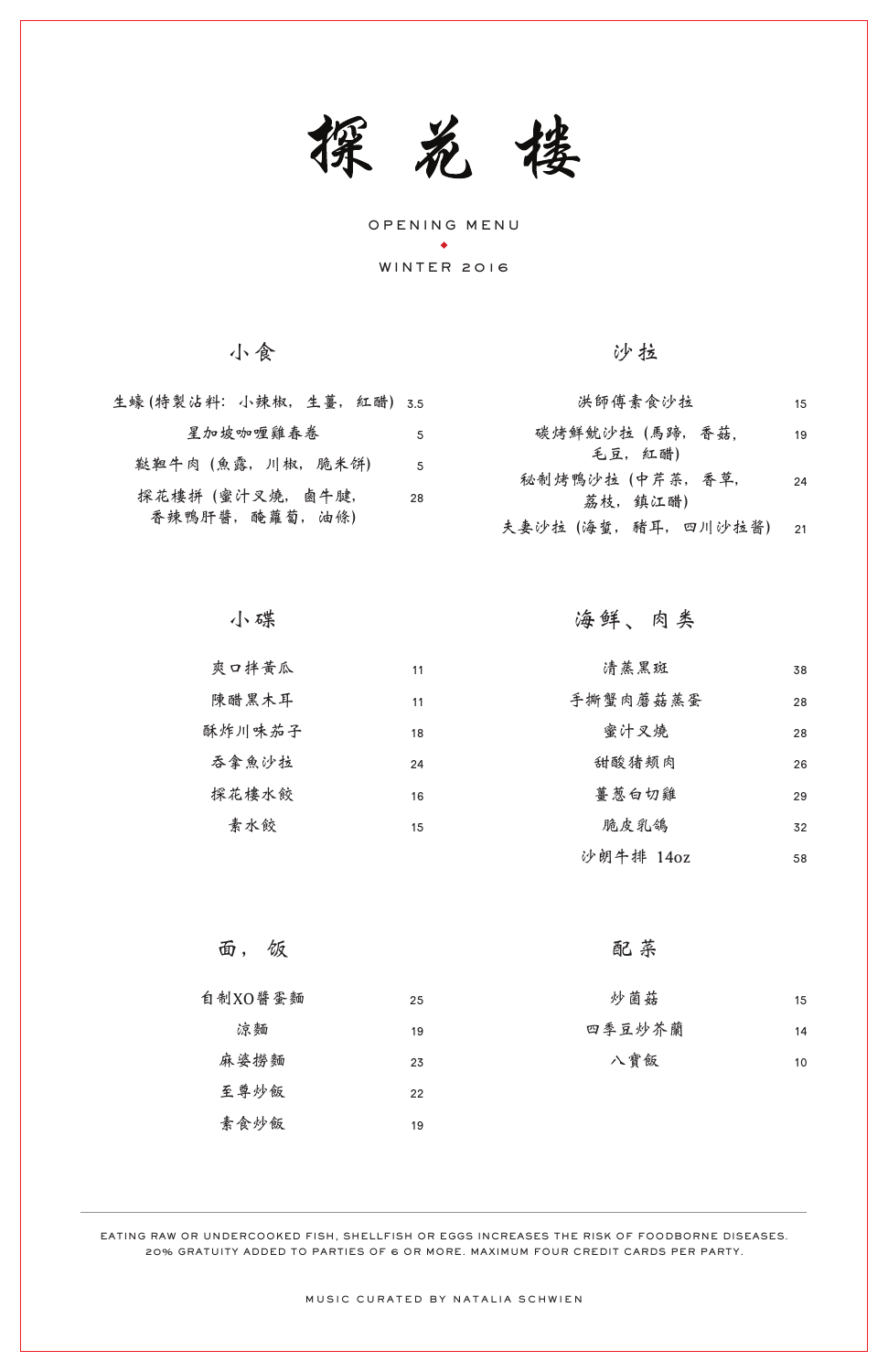# 探 花 楼

OPENING MENU

WINTER 2016

## 小食

| | |
|---|---|
| 生蠔 (特製沾料: 小辣椒, 生薑, 紅醋) | 3.5 |
| 星加坡咖喱雞春卷 | 5 |
| 尅鞑牛肉 (魚露, 川椒, 脆米饼) | 5 |
| 探花樓拼 (蜜汁叉燒, 鹵牛腱, 香辣鴨肝醬, 醃蘿蔔, 油條) | 28 |

## 沙拉

| | |
|---|---|
| 洪師傳素食沙拉 | 15 |
| 碳烤鮮魷沙拉 (馬蹄, 香菇, 毛豆, 紅醋) | 19 |
| 秘制烤鴨沙拉 (中芹菜, 香草, 荔枝, 鎮江醋) | 24 |
| 夫妻沙拉 (海蜇, 豬耳, 四川沙拉醬) | 21 |

## 小碟

| | |
|---|---|
| 爽口拌黃瓜 | 11 |
| 陳醋黑木耳 | 11 |
| 酥炸川味茄子 | 18 |
| 吞拿魚沙拉 | 24 |
| 探花樓水餃 | 16 |
| 素水餃 | 15 |

## 海鲜、肉类

| | |
|---|---|
| 清蒸黑斑 | 38 |
| 手撕蟹肉蘑菇蒸蛋 | 28 |
| 蜜汁叉燒 | 28 |
| 甜酸猪頬肉 | 26 |
| 薑葱白切雞 | 29 |
| 脆皮乳鴿 | 32 |
| 沙朗牛排 14oz | 58 |

## 面, 饭

| | |
|---|---|
| 自制XO醬蛋麵 | 25 |
| 涼麵 | 19 |
| 麻婆撈麵 | 23 |
| 至尊炒飯 | 22 |
| 素食炒飯 | 19 |

## 配菜

| | |
|---|---|
| 炒菌菇 | 15 |
| 四季豆炒芥蘭 | 14 |
| 八寶飯 | 10 |

---

EATING RAW OR UNDERCOOKED FISH, SHELLFISH OR EGGS INCREASES THE RISK OF FOODBORNE DISEASES.
20% GRATUITY ADDED TO PARTIES OF 6 OR MORE. MAXIMUM FOUR CREDIT CARDS PER PARTY.

MUSIC CURATED BY NATALIA SCHWIEN